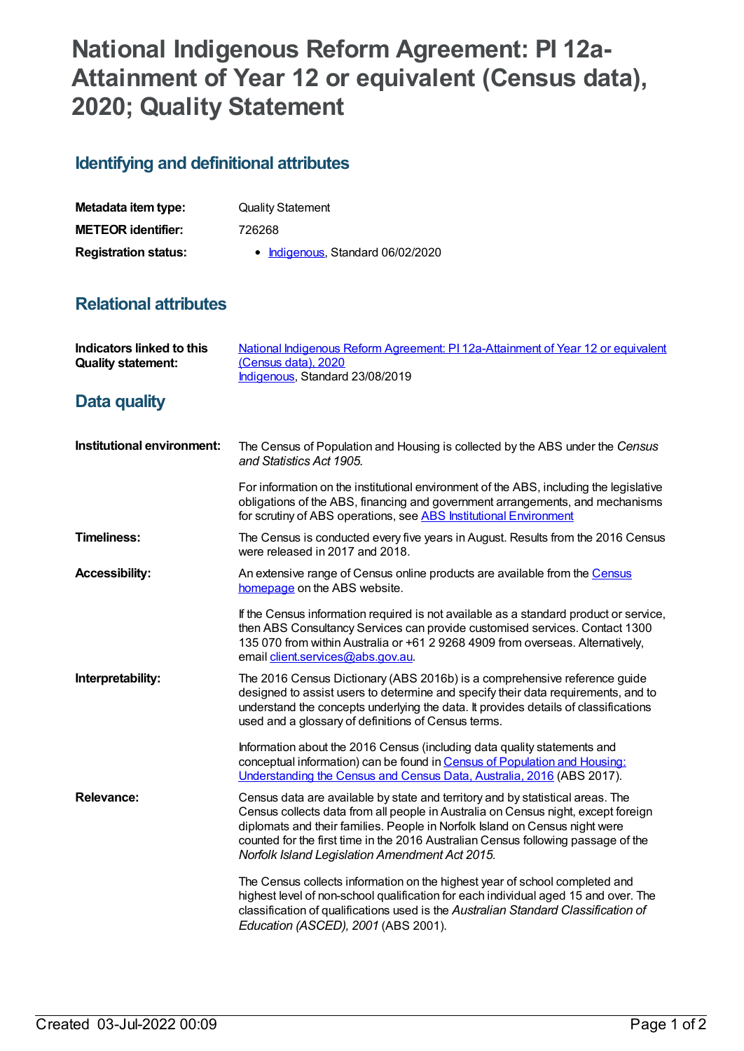# National Indigenous Reform Agreement: PI 12a-Attainment of Year 12 or equivalent (Census data), 2020; Quality Statement

## Identifying and definitional attributes

| | |
|---|---|
| **Metadata item type:** | Quality Statement |
| **METEOR identifier:** | 726268 |
| **Registration status:** | • Indigenous, Standard 06/02/2020 |

## Relational attributes

| | |
|---|---|
| **Indicators linked to this Quality statement:** | National Indigenous Reform Agreement: PI 12a-Attainment of Year 12 or equivalent (Census data), 2020<br>Indigenous, Standard 23/08/2019 |

## Data quality

**Institutional environment:**

The Census of Population and Housing is collected by the ABS under the *Census and Statistics Act 1905.*

For information on the institutional environment of the ABS, including the legislative obligations of the ABS, financing and government arrangements, and mechanisms for scrutiny of ABS operations, see ABS Institutional Environment

**Timeliness:**

The Census is conducted every five years in August. Results from the 2016 Census were released in 2017 and 2018.

**Accessibility:**

An extensive range of Census online products are available from the Census homepage on the ABS website.

If the Census information required is not available as a standard product or service, then ABS Consultancy Services can provide customised services. Contact 1300 135 070 from within Australia or +61 2 9268 4909 from overseas. Alternatively, email client.services@abs.gov.au.

**Interpretability:**

The 2016 Census Dictionary (ABS 2016b) is a comprehensive reference guide designed to assist users to determine and specify their data requirements, and to understand the concepts underlying the data. It provides details of classifications used and a glossary of definitions of Census terms.

Information about the 2016 Census (including data quality statements and conceptual information) can be found in Census of Population and Housing: Understanding the Census and Census Data, Australia, 2016 (ABS 2017).

**Relevance:**

Census data are available by state and territory and by statistical areas. The Census collects data from all people in Australia on Census night, except foreign diplomats and their families. People in Norfolk Island on Census night were counted for the first time in the 2016 Australian Census following passage of the *Norfolk Island Legislation Amendment Act 2015*.

The Census collects information on the highest year of school completed and highest level of non-school qualification for each individual aged 15 and over. The classification of qualifications used is the *Australian Standard Classification of Education (ASCED), 2001* (ABS 2001).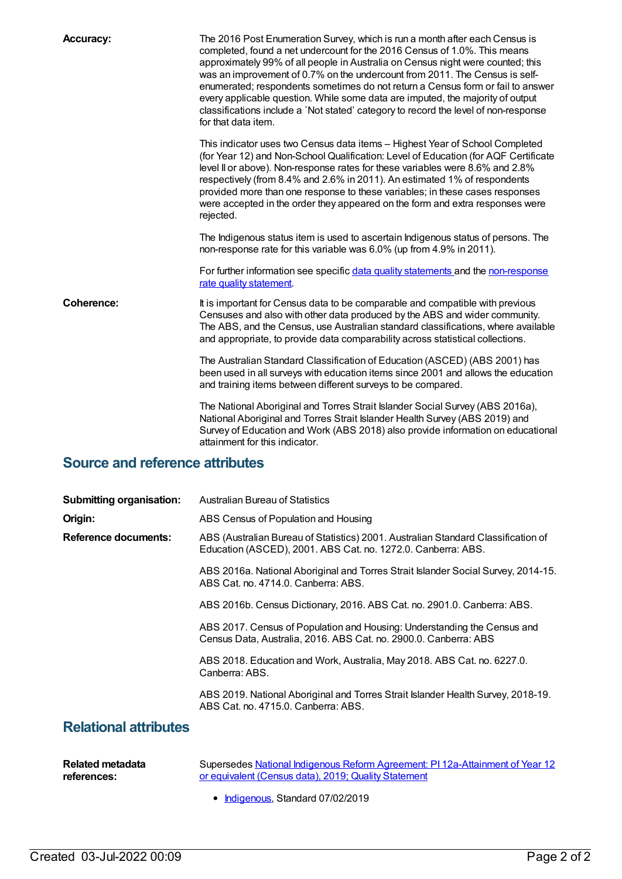**Accuracy:**

The 2016 Post Enumeration Survey, which is run a month after each Census is completed, found a net undercount for the 2016 Census of 1.0%. This means approximately 99% of all people in Australia on Census night were counted; this was an improvement of 0.7% on the undercount from 2011. The Census is self-enumerated; respondents sometimes do not return a Census form or fail to answer every applicable question. While some data are imputed, the majority of output classifications include a `Not stated' category to record the level of non-response for that data item.

This indicator uses two Census data items – Highest Year of School Completed (for Year 12) and Non-School Qualification: Level of Education (for AQF Certificate level II or above). Non-response rates for these variables were 8.6% and 2.8% respectively (from 8.4% and 2.6% in 2011). An estimated 1% of respondents provided more than one response to these variables; in these cases responses were accepted in the order they appeared on the form and extra responses were rejected.

The Indigenous status item is used to ascertain Indigenous status of persons. The non-response rate for this variable was 6.0% (up from 4.9% in 2011).

For further information see specific data quality statements and the non-response rate quality statement.

**Coherence:**

It is important for Census data to be comparable and compatible with previous Censuses and also with other data produced by the ABS and wider community. The ABS, and the Census, use Australian standard classifications, where available and appropriate, to provide data comparability across statistical collections.

The Australian Standard Classification of Education (ASCED) (ABS 2001) has been used in all surveys with education items since 2001 and allows the education and training items between different surveys to be compared.

The National Aboriginal and Torres Strait Islander Social Survey (ABS 2016a), National Aboriginal and Torres Strait Islander Health Survey (ABS 2019) and Survey of Education and Work (ABS 2018) also provide information on educational attainment for this indicator.

## Source and reference attributes

**Submitting organisation:** Australian Bureau of Statistics

**Origin:** ABS Census of Population and Housing

**Reference documents:**

ABS (Australian Bureau of Statistics) 2001. Australian Standard Classification of Education (ASCED), 2001. ABS Cat. no. 1272.0. Canberra: ABS.

ABS 2016a. National Aboriginal and Torres Strait Islander Social Survey, 2014-15. ABS Cat. no. 4714.0. Canberra: ABS.

ABS 2016b. Census Dictionary, 2016. ABS Cat. no. 2901.0. Canberra: ABS.

ABS 2017. Census of Population and Housing: Understanding the Census and Census Data, Australia, 2016. ABS Cat. no. 2900.0. Canberra: ABS

ABS 2018. Education and Work, Australia, May 2018. ABS Cat. no. 6227.0. Canberra: ABS.

ABS 2019. National Aboriginal and Torres Strait Islander Health Survey, 2018-19. ABS Cat. no. 4715.0. Canberra: ABS.

## Relational attributes

**Related metadata references:**

Supersedes National Indigenous Reform Agreement: PI 12a-Attainment of Year 12 or equivalent (Census data), 2019; Quality Statement

- Indigenous, Standard 07/02/2019